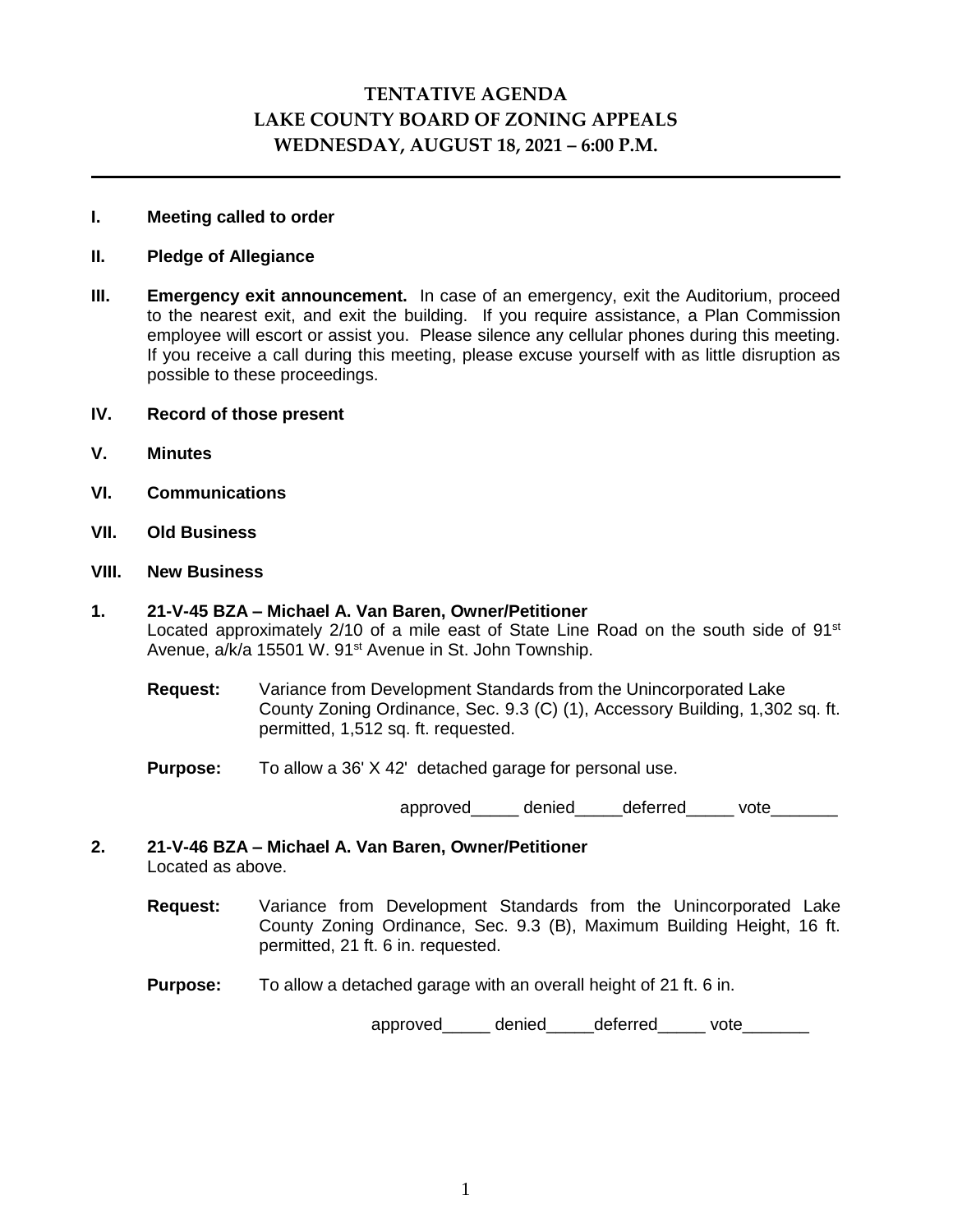# TENTATIVE AGENDA
# LAKE COUNTY BOARD OF ZONING APPEALS
# WEDNESDAY, AUGUST 18, 2021 – 6:00 P.M.

---

**I. Meeting called to order**

**II. Pledge of Allegiance**

**III. Emergency exit announcement.** In case of an emergency, exit the Auditorium, proceed to the nearest exit, and exit the building. If you require assistance, a Plan Commission employee will escort or assist you. Please silence any cellular phones during this meeting. If you receive a call during this meeting, please excuse yourself with as little disruption as possible to these proceedings.

**IV. Record of those present**

**V. Minutes**

**VI. Communications**

**VII. Old Business**

**VIII. New Business**

**1. 21-V-45 BZA – Michael A. Van Baren, Owner/Petitioner**
Located approximately 2/10 of a mile east of State Line Road on the south side of 91st Avenue, a/k/a 15501 W. 91st Avenue in St. John Township.

**Request:** Variance from Development Standards from the Unincorporated Lake County Zoning Ordinance, Sec. 9.3 (C) (1), Accessory Building, 1,302 sq. ft. permitted, 1,512 sq. ft. requested.

**Purpose:** To allow a 36' X 42' detached garage for personal use.

approved_____ denied_____deferred_____ vote_______

**2. 21-V-46 BZA – Michael A. Van Baren, Owner/Petitioner**
Located as above.

**Request:** Variance from Development Standards from the Unincorporated Lake County Zoning Ordinance, Sec. 9.3 (B), Maximum Building Height, 16 ft. permitted, 21 ft. 6 in. requested.

**Purpose:** To allow a detached garage with an overall height of 21 ft. 6 in.

approved_____ denied_____deferred_____ vote_______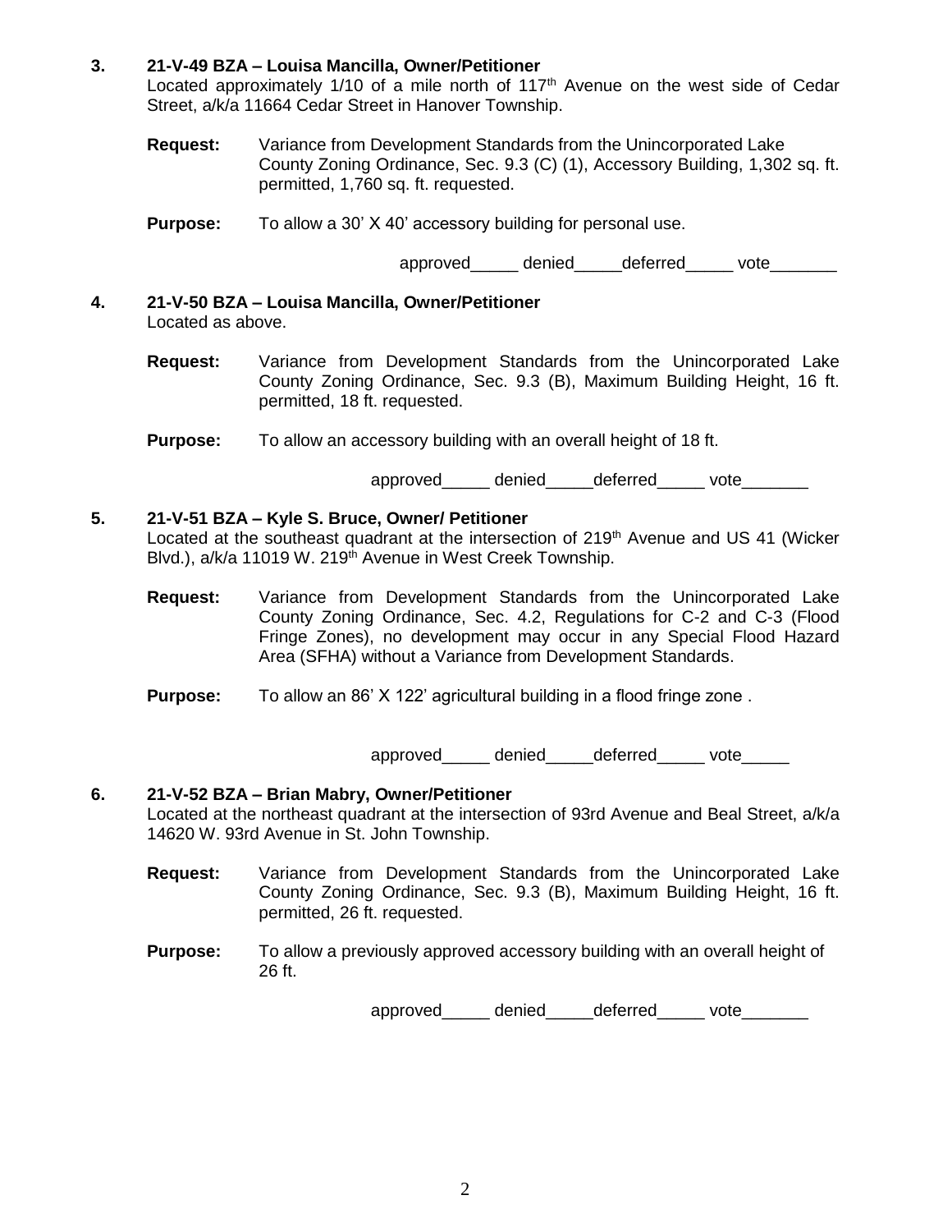**3. 21-V-49 BZA – Louisa Mancilla, Owner/Petitioner**

Located approximately 1/10 of a mile north of 117th Avenue on the west side of Cedar Street, a/k/a 11664 Cedar Street in Hanover Township.

**Request:** Variance from Development Standards from the Unincorporated Lake County Zoning Ordinance, Sec. 9.3 (C) (1), Accessory Building, 1,302 sq. ft. permitted, 1,760 sq. ft. requested.

**Purpose:** To allow a 30' X 40' accessory building for personal use.

approved_____ denied_____deferred_____ vote_______

**4. 21-V-50 BZA – Louisa Mancilla, Owner/Petitioner**

Located as above.

**Request:** Variance from Development Standards from the Unincorporated Lake County Zoning Ordinance, Sec. 9.3 (B), Maximum Building Height, 16 ft. permitted, 18 ft. requested.

**Purpose:** To allow an accessory building with an overall height of 18 ft.

approved_____ denied_____deferred_____ vote_______

**5. 21-V-51 BZA – Kyle S. Bruce, Owner/ Petitioner**

Located at the southeast quadrant at the intersection of 219th Avenue and US 41 (Wicker Blvd.), a/k/a 11019 W. 219th Avenue in West Creek Township.

**Request:** Variance from Development Standards from the Unincorporated Lake County Zoning Ordinance, Sec. 4.2, Regulations for C-2 and C-3 (Flood Fringe Zones), no development may occur in any Special Flood Hazard Area (SFHA) without a Variance from Development Standards.

**Purpose:** To allow an 86' X 122' agricultural building in a flood fringe zone .

approved_____ denied_____deferred_____ vote_____

**6. 21-V-52 BZA – Brian Mabry, Owner/Petitioner**

Located at the northeast quadrant at the intersection of 93rd Avenue and Beal Street, a/k/a 14620 W. 93rd Avenue in St. John Township.

**Request:** Variance from Development Standards from the Unincorporated Lake County Zoning Ordinance, Sec. 9.3 (B), Maximum Building Height, 16 ft. permitted, 26 ft. requested.

**Purpose:** To allow a previously approved accessory building with an overall height of 26 ft.

approved_____ denied_____deferred_____ vote_______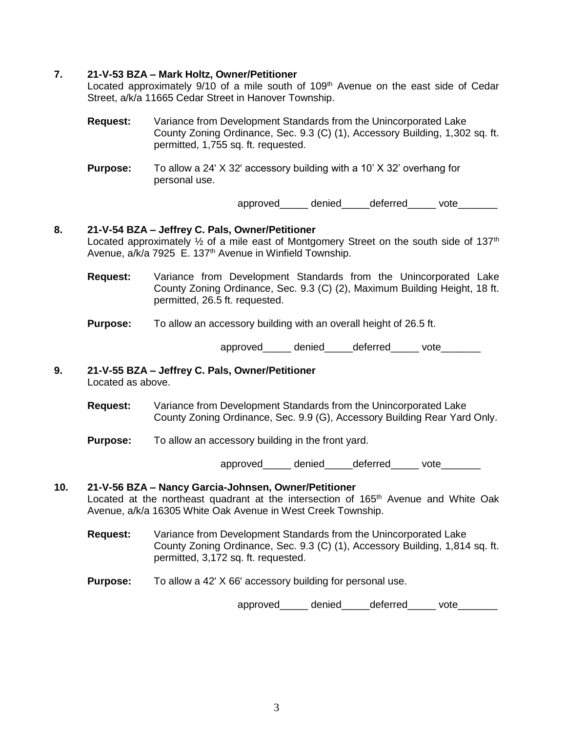**7. 21-V-53 BZA – Mark Holtz, Owner/Petitioner**

Located approximately 9/10 of a mile south of 109th Avenue on the east side of Cedar Street, a/k/a 11665 Cedar Street in Hanover Township.

**Request:** Variance from Development Standards from the Unincorporated Lake County Zoning Ordinance, Sec. 9.3 (C) (1), Accessory Building, 1,302 sq. ft. permitted, 1,755 sq. ft. requested.

**Purpose:** To allow a 24' X 32' accessory building with a 10' X 32' overhang for personal use.

approved_____ denied_____deferred_____ vote_______

**8. 21-V-54 BZA – Jeffrey C. Pals, Owner/Petitioner**

Located approximately ½ of a mile east of Montgomery Street on the south side of 137th Avenue, a/k/a 7925 E. 137th Avenue in Winfield Township.

**Request:** Variance from Development Standards from the Unincorporated Lake County Zoning Ordinance, Sec. 9.3 (C) (2), Maximum Building Height, 18 ft. permitted, 26.5 ft. requested.

**Purpose:** To allow an accessory building with an overall height of 26.5 ft.

approved_____ denied_____deferred_____ vote_______

**9. 21-V-55 BZA – Jeffrey C. Pals, Owner/Petitioner**

Located as above.

**Request:** Variance from Development Standards from the Unincorporated Lake County Zoning Ordinance, Sec. 9.9 (G), Accessory Building Rear Yard Only.

**Purpose:** To allow an accessory building in the front yard.

approved_____ denied_____deferred_____ vote_______

**10. 21-V-56 BZA – Nancy Garcia-Johnsen, Owner/Petitioner**

Located at the northeast quadrant at the intersection of 165th Avenue and White Oak Avenue, a/k/a 16305 White Oak Avenue in West Creek Township.

**Request:** Variance from Development Standards from the Unincorporated Lake County Zoning Ordinance, Sec. 9.3 (C) (1), Accessory Building, 1,814 sq. ft. permitted, 3,172 sq. ft. requested.

**Purpose:** To allow a 42' X 66' accessory building for personal use.

approved_____ denied_____deferred_____ vote_______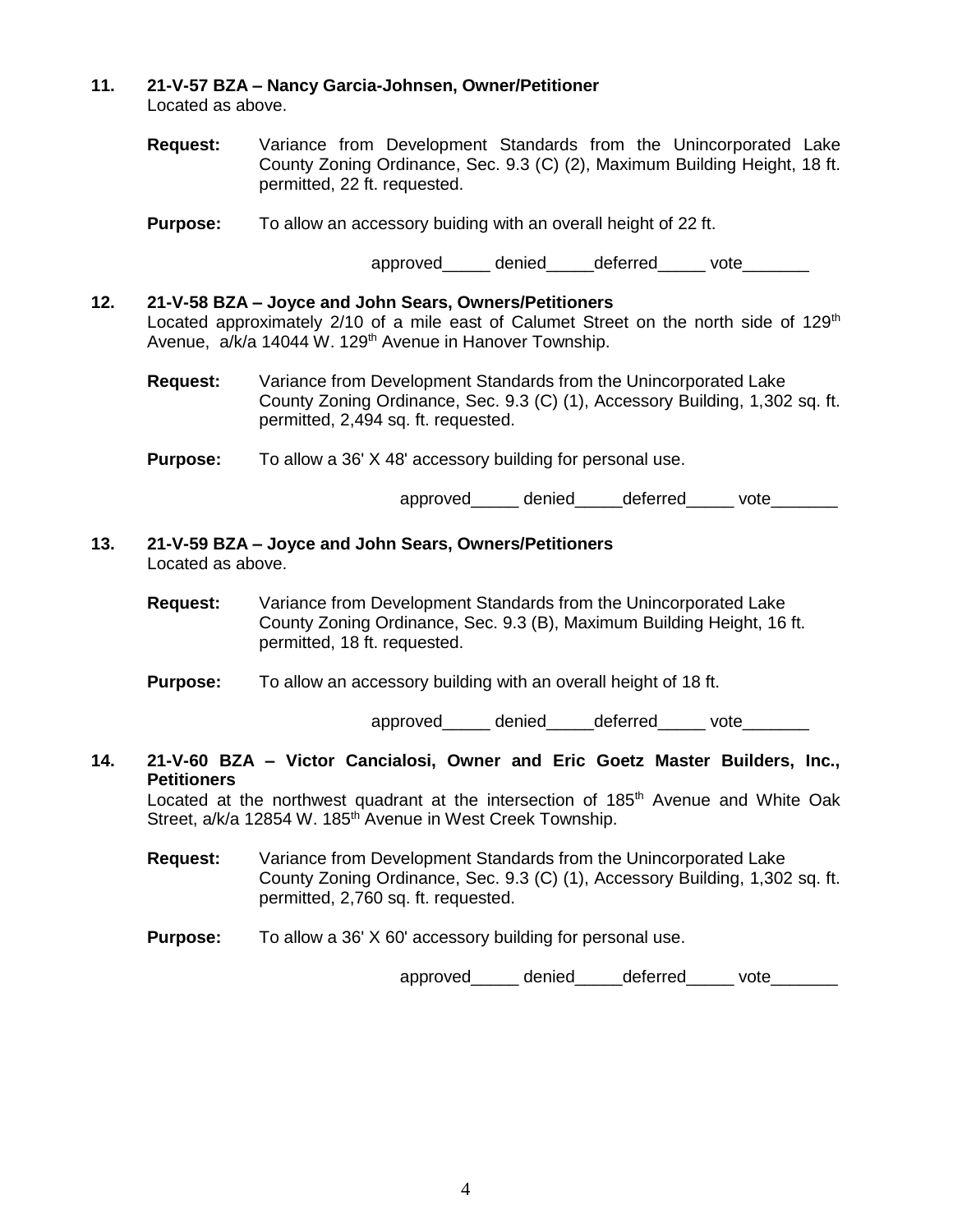**11. 21-V-57 BZA – Nancy Garcia-Johnsen, Owner/Petitioner**

Located as above.

**Request:** Variance from Development Standards from the Unincorporated Lake County Zoning Ordinance, Sec. 9.3 (C) (2), Maximum Building Height, 18 ft. permitted, 22 ft. requested.

**Purpose:** To allow an accessory buiding with an overall height of 22 ft.

approved_____ denied_____deferred_____ vote_______

**12. 21-V-58 BZA – Joyce and John Sears, Owners/Petitioners**

Located approximately 2/10 of a mile east of Calumet Street on the north side of 129th Avenue, a/k/a 14044 W. 129th Avenue in Hanover Township.

**Request:** Variance from Development Standards from the Unincorporated Lake County Zoning Ordinance, Sec. 9.3 (C) (1), Accessory Building, 1,302 sq. ft. permitted, 2,494 sq. ft. requested.

**Purpose:** To allow a 36' X 48' accessory building for personal use.

approved_____ denied_____deferred_____ vote_______

**13. 21-V-59 BZA – Joyce and John Sears, Owners/Petitioners**

Located as above.

**Request:** Variance from Development Standards from the Unincorporated Lake County Zoning Ordinance, Sec. 9.3 (B), Maximum Building Height, 16 ft. permitted, 18 ft. requested.

**Purpose:** To allow an accessory building with an overall height of 18 ft.

approved_____ denied_____deferred_____ vote_______

**14. 21-V-60 BZA – Victor Cancialosi, Owner and Eric Goetz Master Builders, Inc., Petitioners**

Located at the northwest quadrant at the intersection of 185th Avenue and White Oak Street, a/k/a 12854 W. 185th Avenue in West Creek Township.

**Request:** Variance from Development Standards from the Unincorporated Lake County Zoning Ordinance, Sec. 9.3 (C) (1), Accessory Building, 1,302 sq. ft. permitted, 2,760 sq. ft. requested.

**Purpose:** To allow a 36' X 60' accessory building for personal use.

approved_____ denied_____deferred_____ vote_______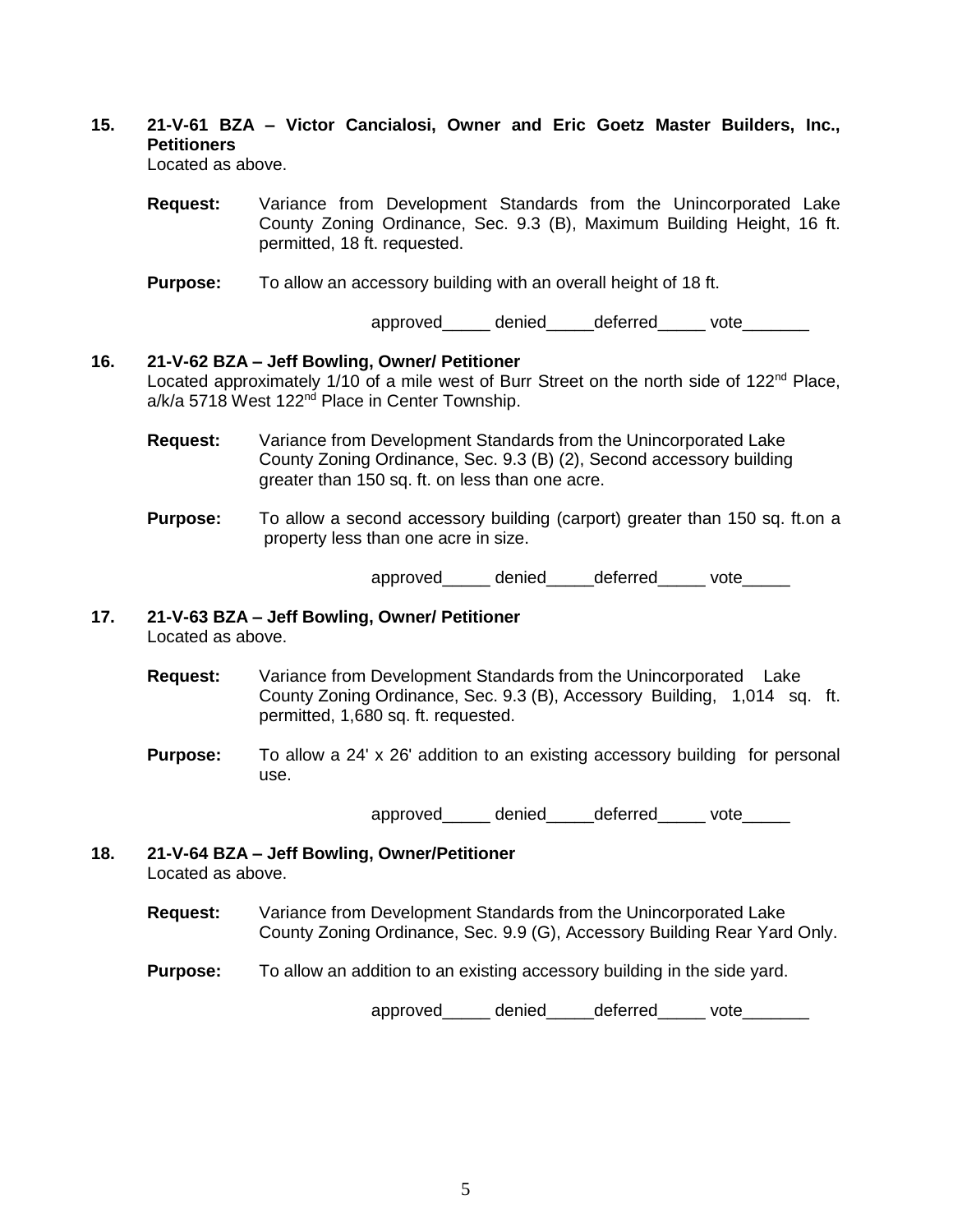**15. 21-V-61 BZA – Victor Cancialosi, Owner and Eric Goetz Master Builders, Inc., Petitioners**
Located as above.

**Request:** Variance from Development Standards from the Unincorporated Lake County Zoning Ordinance, Sec. 9.3 (B), Maximum Building Height, 16 ft. permitted, 18 ft. requested.

**Purpose:** To allow an accessory building with an overall height of 18 ft.

approved_____ denied_____deferred_____ vote_______

**16. 21-V-62 BZA – Jeff Bowling, Owner/ Petitioner**
Located approximately 1/10 of a mile west of Burr Street on the north side of 122nd Place, a/k/a 5718 West 122nd Place in Center Township.

**Request:** Variance from Development Standards from the Unincorporated Lake County Zoning Ordinance, Sec. 9.3 (B) (2), Second accessory building greater than 150 sq. ft. on less than one acre.

**Purpose:** To allow a second accessory building (carport) greater than 150 sq. ft.on a property less than one acre in size.

approved_____ denied_____deferred_____ vote_____

**17. 21-V-63 BZA – Jeff Bowling, Owner/ Petitioner**
Located as above.

**Request:** Variance from Development Standards from the Unincorporated Lake County Zoning Ordinance, Sec. 9.3 (B), Accessory Building, 1,014 sq. ft. permitted, 1,680 sq. ft. requested.

**Purpose:** To allow a 24' x 26' addition to an existing accessory building for personal use.

approved_____ denied_____deferred_____ vote_____

**18. 21-V-64 BZA – Jeff Bowling, Owner/Petitioner**
Located as above.

**Request:** Variance from Development Standards from the Unincorporated Lake County Zoning Ordinance, Sec. 9.9 (G), Accessory Building Rear Yard Only.

**Purpose:** To allow an addition to an existing accessory building in the side yard.

approved_____ denied_____deferred_____ vote_______